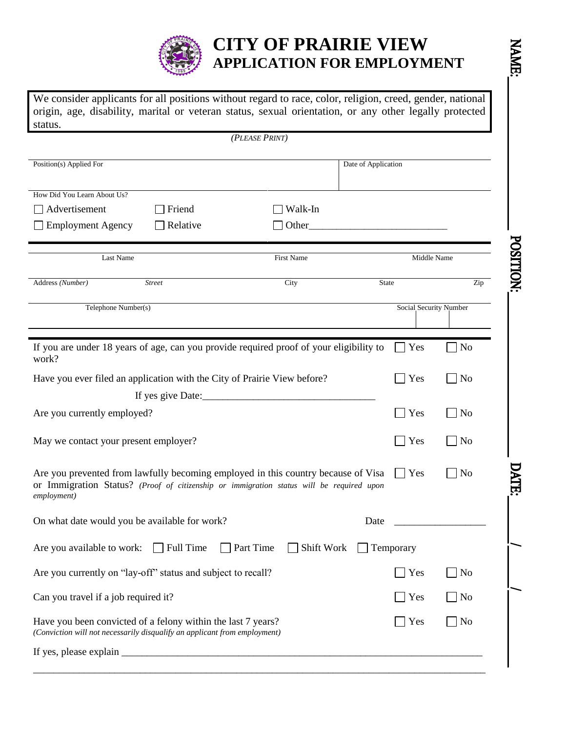# CITY OF PRAIRIE VIEW
## APPLICATION FOR EMPLOYMENT

We consider applicants for all positions without regard to race, color, religion, creed, gender, national origin, age, disability, marital or veteran status, sexual orientation, or any other legally protected status.

*(PLEASE PRINT)*

| Position(s) Applied For | Date of Application |
|---|---|
| | |

How Did You Learn About Us?

☐ Advertisement ☐ Friend ☐ Walk-In

☐ Employment Agency ☐ Relative ☐ Other___________________________

| Last Name | First Name | Middle Name |
|---|---|---|
| | | |

| Address *(Number)* | *Street* | City | State | Zip |
|---|---|---|---|---|
| | | | | |

| Telephone Number(s) | Social Security Number |
|---|---|
| | |

If you are under 18 years of age, can you provide required proof of your eligibility to work? ☐ Yes ☐ No

Have you ever filed an application with the City of Prairie View before? ☐ Yes ☐ No

If yes give Date:_________________________________

Are you currently employed? ☐ Yes ☐ No

May we contact your present employer? ☐ Yes ☐ No

Are you prevented from lawfully becoming employed in this country because of Visa or Immigration Status? *(Proof of citizenship or immigration status will be required upon employment)* ☐ Yes ☐ No

On what date would you be available for work? Date _________________

Are you available to work: ☐ Full Time ☐ Part Time ☐ Shift Work ☐ Temporary

Are you currently on "lay-off" status and subject to recall? ☐ Yes ☐ No

Can you travel if a job required it? ☐ Yes ☐ No

Have you been convicted of a felony within the last 7 years? ☐ Yes ☐ No
*(Conviction will not necessarily disqualify an applicant from employment)*

If yes, please explain ______________________________________________________________________

______________________________________________________________________________________

NAME: ______________ POSITION: ______________ DATE: ____/____/____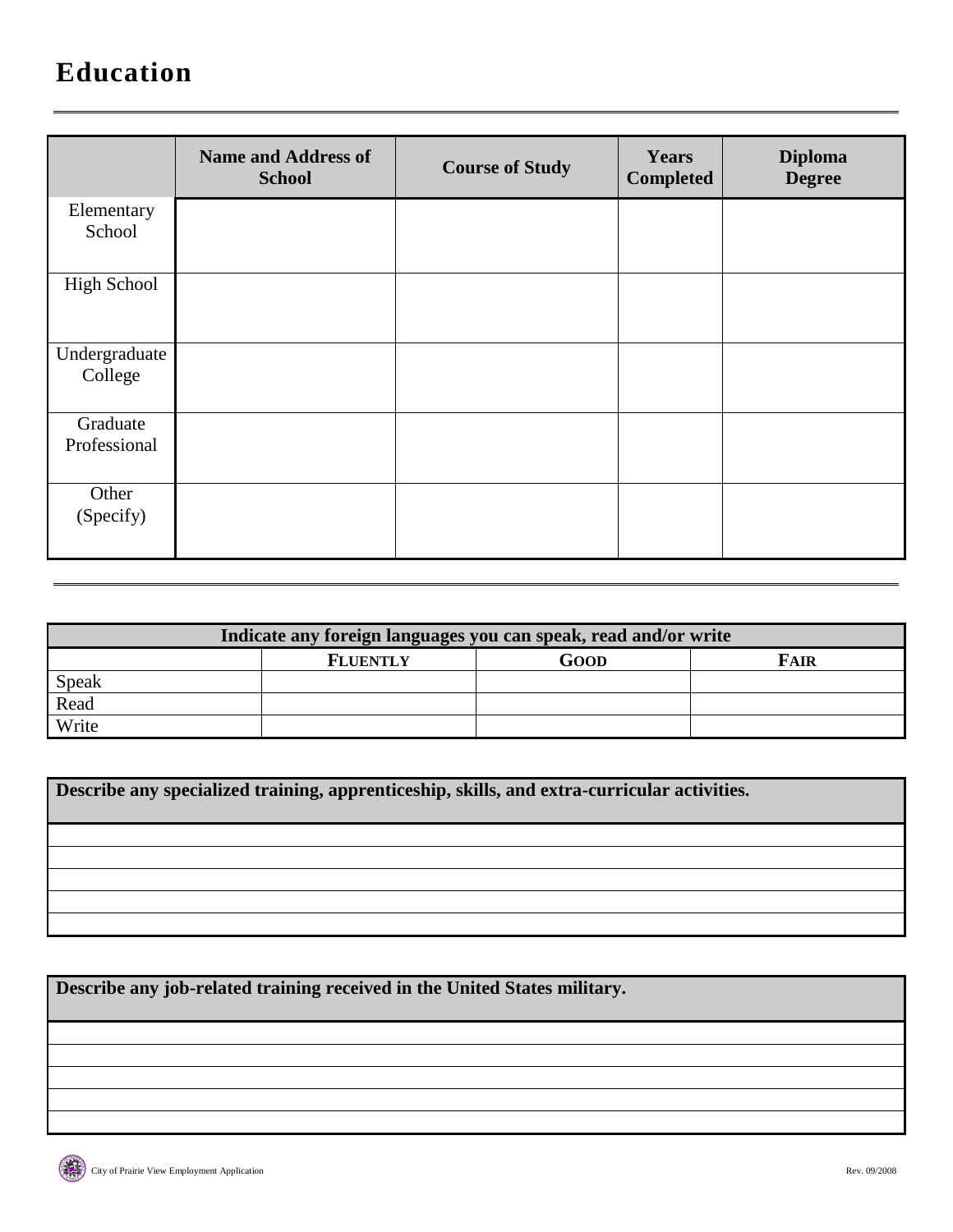# Education

| | Name and Address of School | Course of Study | Years Completed | Diploma Degree |
|---|---|---|---|---|
| Elementary School | | | | |
| High School | | | | |
| Undergraduate College | | | | |
| Graduate Professional | | | | |
| Other (Specify) | | | | |

| Indicate any foreign languages you can speak, read and/or write | | | |
|---|---|---|---|
| | **FLUENTLY** | **GOOD** | **FAIR** |
| Speak | | | |
| Read | | | |
| Write | | | |

| Describe any specialized training, apprenticeship, skills, and extra-curricular activities. |
|---|
| |
| |
| |
| |
| |

| Describe any job-related training received in the United States military. |
|---|
| |
| |
| |
| |
| |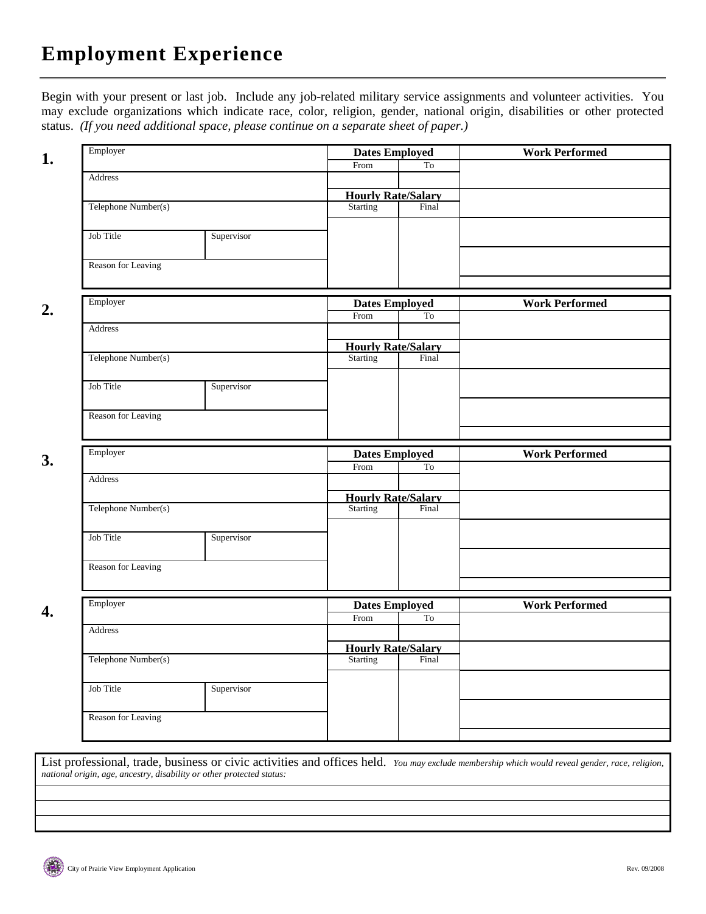# Employment Experience

Begin with your present or last job. Include any job-related military service assignments and volunteer activities. You may exclude organizations which indicate race, color, religion, gender, national origin, disabilities or other protected status. *(If you need additional space, please continue on a separate sheet of paper.)*

**1.**

| Employer | | Dates Employed | | Work Performed |
|---|---|---|---|---|
| | | From | To | |
| Address | | | | |
| | | Hourly Rate/Salary | | |
| Telephone Number(s) | | Starting | Final | |
| Job Title | Supervisor | | | |
| Reason for Leaving | | | | |

**2.**

| Employer | | Dates Employed | | Work Performed |
|---|---|---|---|---|
| | | From | To | |
| Address | | | | |
| | | Hourly Rate/Salary | | |
| Telephone Number(s) | | Starting | Final | |
| Job Title | Supervisor | | | |
| Reason for Leaving | | | | |

**3.**

| Employer | | Dates Employed | | Work Performed |
|---|---|---|---|---|
| | | From | To | |
| Address | | | | |
| | | Hourly Rate/Salary | | |
| Telephone Number(s) | | Starting | Final | |
| Job Title | Supervisor | | | |
| Reason for Leaving | | | | |

**4.**

| Employer | | Dates Employed | | Work Performed |
|---|---|---|---|---|
| | | From | To | |
| Address | | | | |
| | | Hourly Rate/Salary | | |
| Telephone Number(s) | | Starting | Final | |
| Job Title | Supervisor | | | |
| Reason for Leaving | | | | |

| List professional, trade, business or civic activities and offices held. *You may exclude membership which would reveal gender, race, religion, national origin, age, ancestry, disability or other protected status:* |
|---|
| |
| |
| |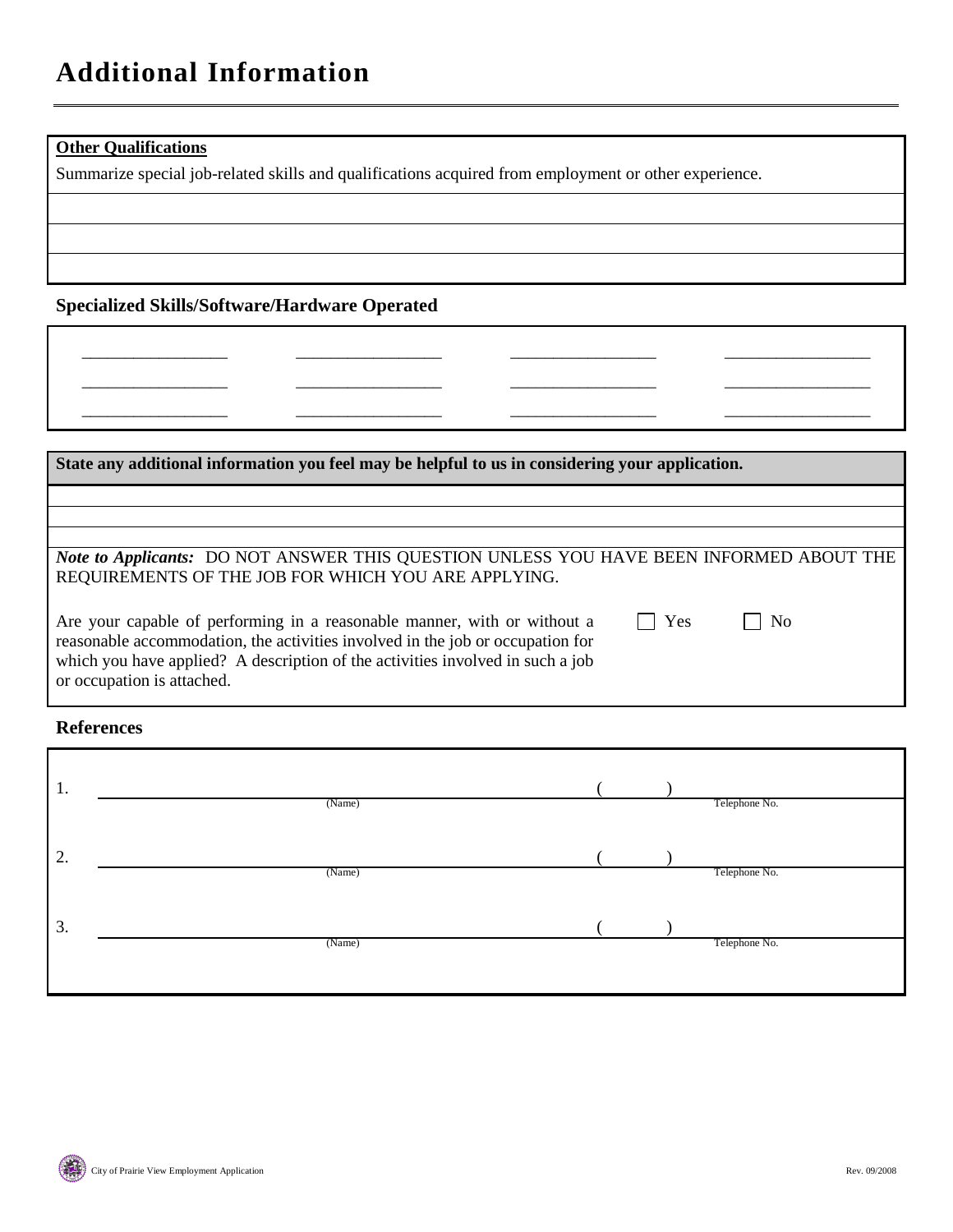# Additional Information

**Other Qualifications**

Summarize special job-related skills and qualifications acquired from employment or other experience.

_______________________________________________

_______________________________________________

_______________________________________________

### Specialized Skills/Software/Hardware Operated

| | | | |
|---|---|---|---|
| ________________ | ________________ | ________________ | ________________ |
| ________________ | ________________ | ________________ | ________________ |
| ________________ | ________________ | ________________ | ________________ |

**State any additional information you feel may be helpful to us in considering your application.**

_______________________________________________

_______________________________________________

_______________________________________________

***Note to Applicants:*** DO NOT ANSWER THIS QUESTION UNLESS YOU HAVE BEEN INFORMED ABOUT THE REQUIREMENTS OF THE JOB FOR WHICH YOU ARE APPLYING.

Are your capable of performing in a reasonable manner, with or without a reasonable accommodation, the activities involved in the job or occupation for which you have applied? A description of the activities involved in such a job or occupation is attached.

☐ Yes ☐ No

### References

1. ______________________________ (Name) (     ) ______________ Telephone No.

2. ______________________________ (Name) (     ) ______________ Telephone No.

3. ______________________________ (Name) (     ) ______________ Telephone No.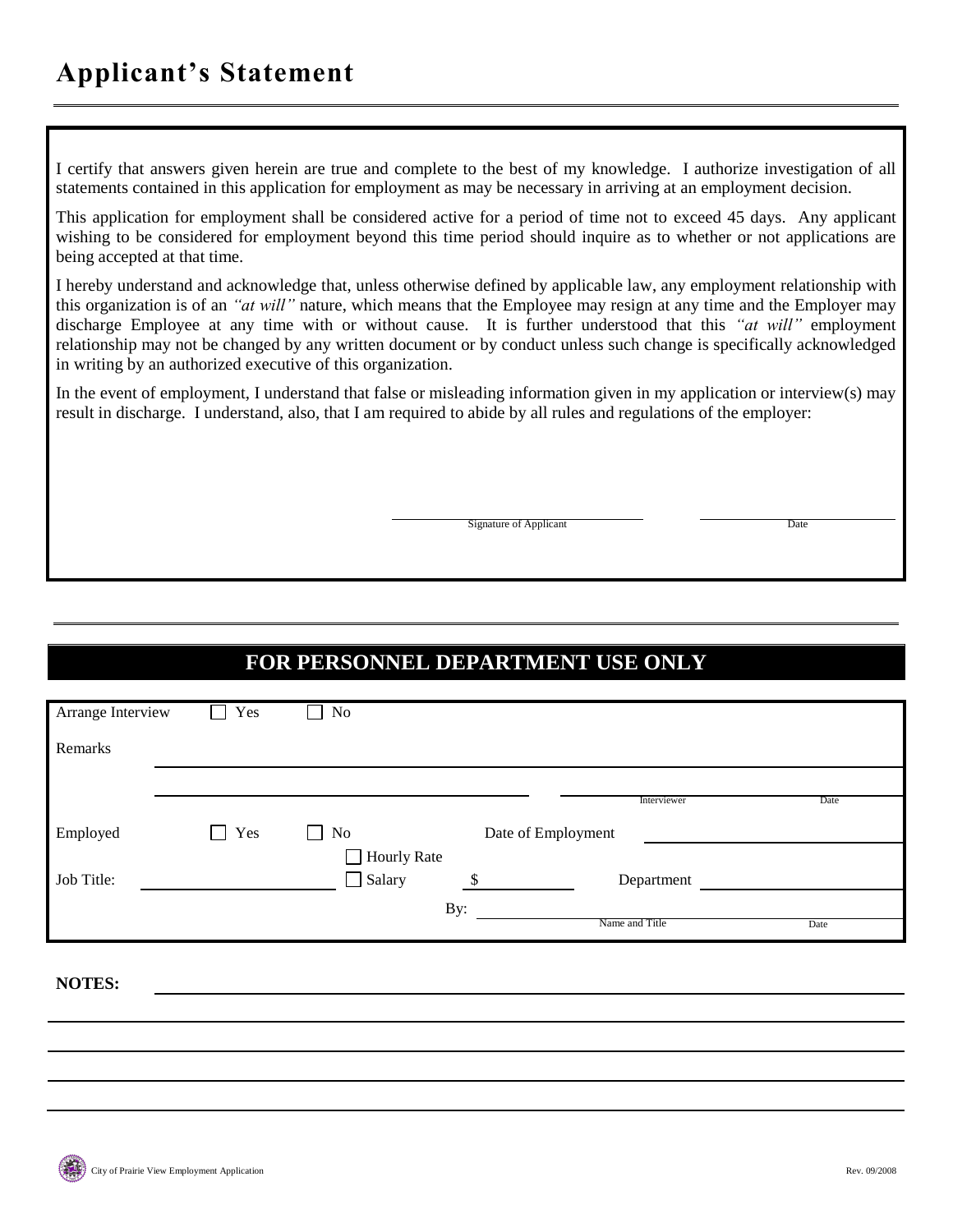# Applicant's Statement

I certify that answers given herein are true and complete to the best of my knowledge. I authorize investigation of all statements contained in this application for employment as may be necessary in arriving at an employment decision.

This application for employment shall be considered active for a period of time not to exceed 45 days. Any applicant wishing to be considered for employment beyond this time period should inquire as to whether or not applications are being accepted at that time.

I hereby understand and acknowledge that, unless otherwise defined by applicable law, any employment relationship with this organization is of an *"at will"* nature, which means that the Employee may resign at any time and the Employer may discharge Employee at any time with or without cause. It is further understood that this *"at will"* employment relationship may not be changed by any written document or by conduct unless such change is specifically acknowledged in writing by an authorized executive of this organization.

In the event of employment, I understand that false or misleading information given in my application or interview(s) may result in discharge. I understand, also, that I am required to abide by all rules and regulations of the employer:

Signature of Applicant ______________________ Date ______________

## FOR PERSONNEL DEPARTMENT USE ONLY

Arrange Interview ☐ Yes ☐ No

Remarks ______________________________________________

______________________________ Interviewer ______________ Date ______________

Employed ☐ Yes ☐ No Date of Employment ______________

Job Title: ______________ ☐ Hourly Rate ☐ Salary $ ______________ Department ______________

By: ______________ Name and Title ______________ Date ______________

**NOTES:** ______________________________________________

______________________________________________

______________________________________________

______________________________________________

______________________________________________